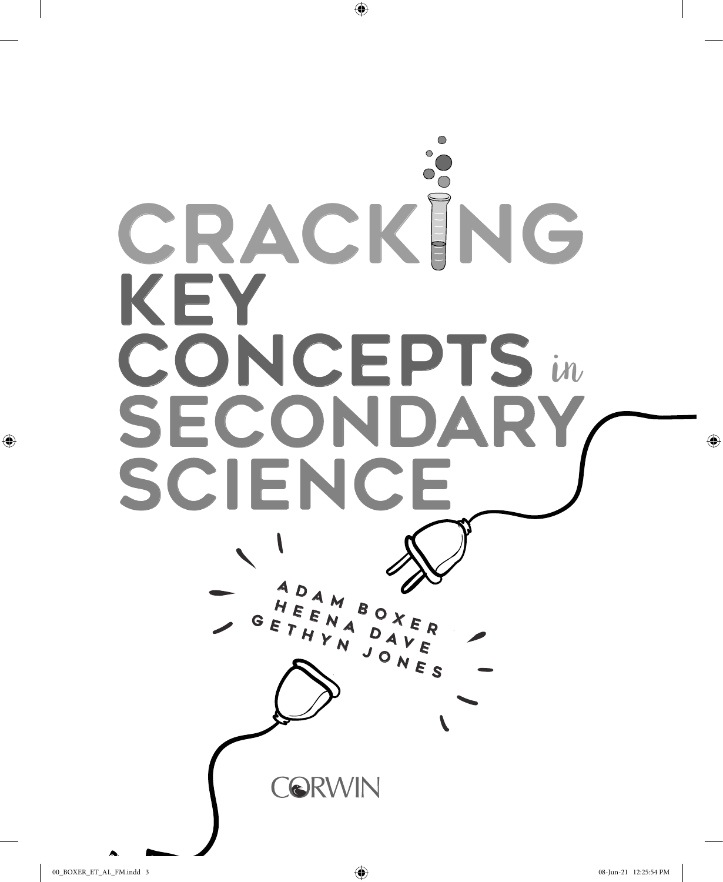# CRACKING KEY CONCEPTS *in* SECONDARY SCIENCE

ADAM BOXER
HEENA DAVE
GETHYN JONES

CORWIN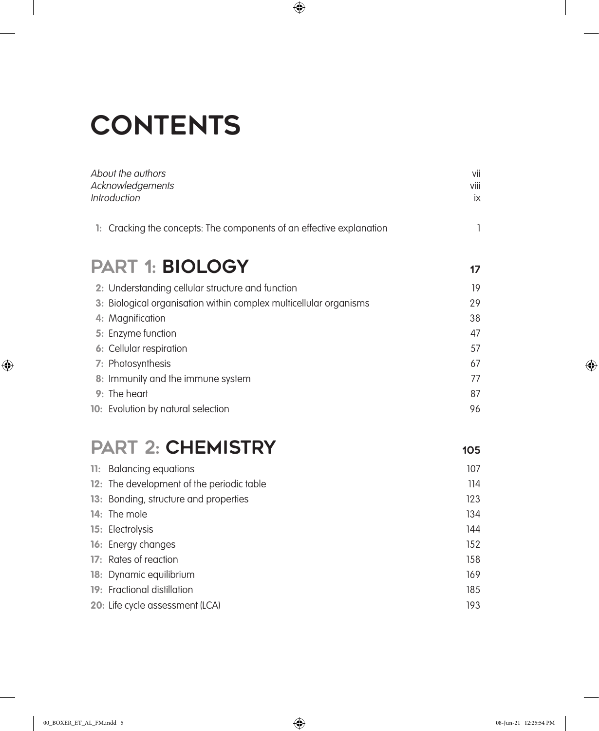# CONTENTS

*About the authors* vii
*Acknowledgements* viii
*Introduction* ix

**1:** Cracking the concepts: The components of an effective explanation 1

## PART 1: BIOLOGY 17

**2:** Understanding cellular structure and function 19
**3:** Biological organisation within complex multicellular organisms 29
**4:** Magnification 38
**5:** Enzyme function 47
**6:** Cellular respiration 57
**7:** Photosynthesis 67
**8:** Immunity and the immune system 77
**9:** The heart 87
**10:** Evolution by natural selection 96

## PART 2: CHEMISTRY 105

**11:** Balancing equations 107
**12:** The development of the periodic table 114
**13:** Bonding, structure and properties 123
**14:** The mole 134
**15:** Electrolysis 144
**16:** Energy changes 152
**17:** Rates of reaction 158
**18:** Dynamic equilibrium 169
**19:** Fractional distillation 185
**20:** Life cycle assessment (LCA) 193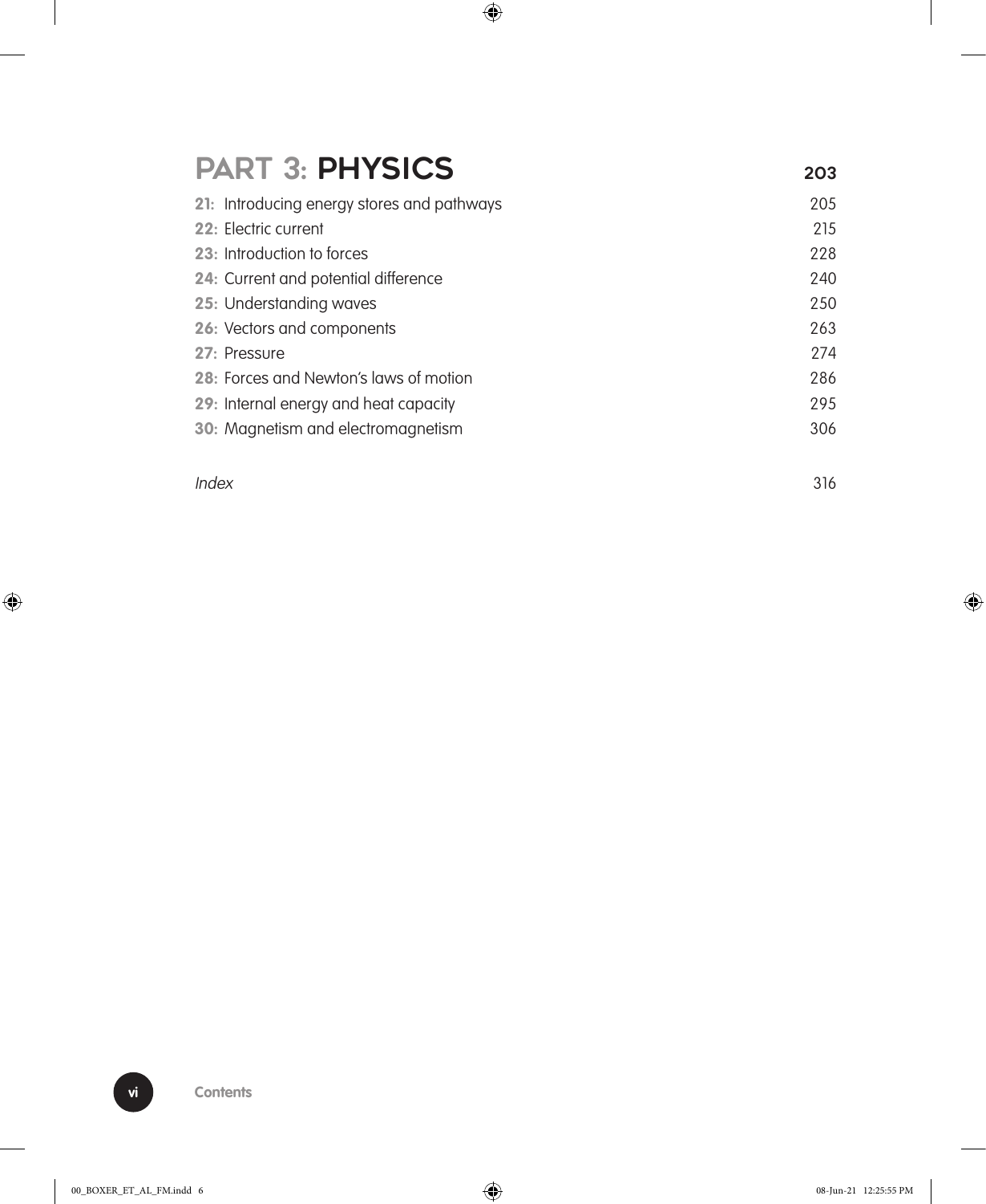## PART 3: PHYSICS 203

| | |
|---|---|
| **21:** Introducing energy stores and pathways | 205 |
| **22:** Electric current | 215 |
| **23:** Introduction to forces | 228 |
| **24:** Current and potential difference | 240 |
| **25:** Understanding waves | 250 |
| **26:** Vectors and components | 263 |
| **27:** Pressure | 274 |
| **28:** Forces and Newton's laws of motion | 286 |
| **29:** Internal energy and heat capacity | 295 |
| **30:** Magnetism and electromagnetism | 306 |
| *Index* | 316 |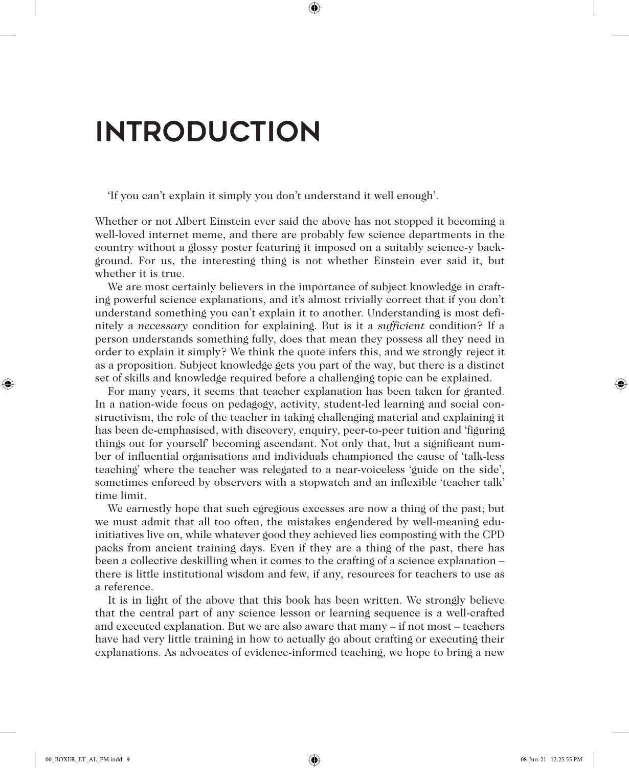# INTRODUCTION

'If you can't explain it simply you don't understand it well enough'.

Whether or not Albert Einstein ever said the above has not stopped it becoming a well-loved internet meme, and there are probably few science departments in the country without a glossy poster featuring it imposed on a suitably science-y background. For us, the interesting thing is not whether Einstein ever said it, but whether it is true.

We are most certainly believers in the importance of subject knowledge in crafting powerful science explanations, and it's almost trivially correct that if you don't understand something you can't explain it to another. Understanding is most definitely a *necessary* condition for explaining. But is it a *sufficient* condition? If a person understands something fully, does that mean they possess all they need in order to explain it simply? We think the quote infers this, and we strongly reject it as a proposition. Subject knowledge gets you part of the way, but there is a distinct set of skills and knowledge required before a challenging topic can be explained.

For many years, it seems that teacher explanation has been taken for granted. In a nation-wide focus on pedagogy, activity, student-led learning and social constructivism, the role of the teacher in taking challenging material and explaining it has been de-emphasised, with discovery, enquiry, peer-to-peer tuition and 'figuring things out for yourself' becoming ascendant. Not only that, but a significant number of influential organisations and individuals championed the cause of 'talk-less teaching' where the teacher was relegated to a near-voiceless 'guide on the side', sometimes enforced by observers with a stopwatch and an inflexible 'teacher talk' time limit.

We earnestly hope that such egregious excesses are now a thing of the past; but we must admit that all too often, the mistakes engendered by well-meaning edu-initiatives live on, while whatever good they achieved lies composting with the CPD packs from ancient training days. Even if they are a thing of the past, there has been a collective deskilling when it comes to the crafting of a science explanation – there is little institutional wisdom and few, if any, resources for teachers to use as a reference.

It is in light of the above that this book has been written. We strongly believe that the central part of any science lesson or learning sequence is a well-crafted and executed explanation. But we are also aware that many – if not most – teachers have had very little training in how to actually go about crafting or executing their explanations. As advocates of evidence-informed teaching, we hope to bring a new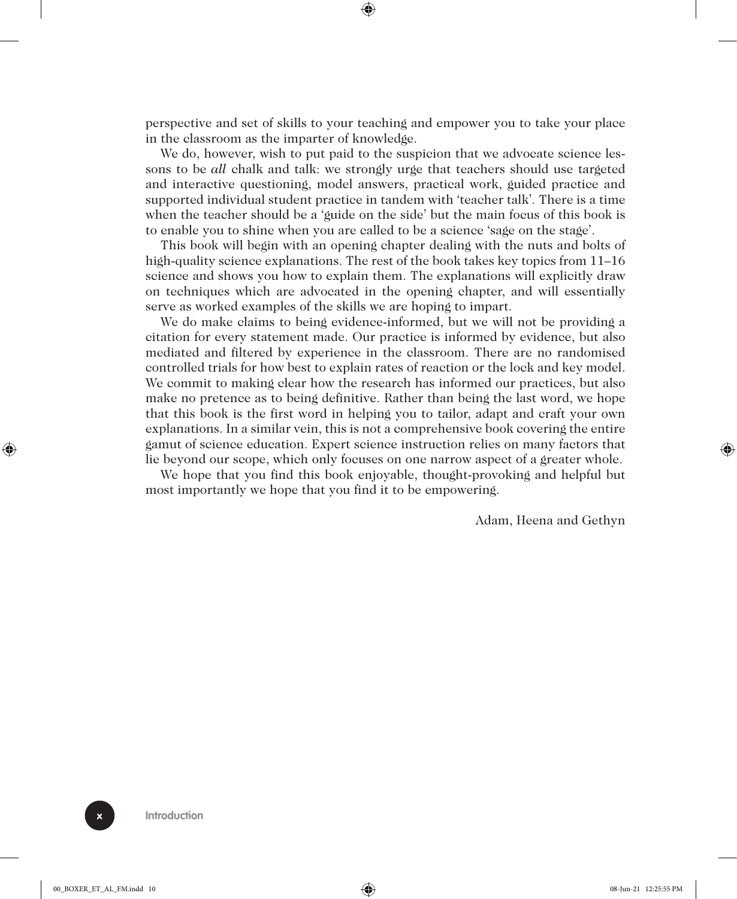perspective and set of skills to your teaching and empower you to take your place in the classroom as the imparter of knowledge.

We do, however, wish to put paid to the suspicion that we advocate science lessons to be *all* chalk and talk: we strongly urge that teachers should use targeted and interactive questioning, model answers, practical work, guided practice and supported individual student practice in tandem with 'teacher talk'. There is a time when the teacher should be a 'guide on the side' but the main focus of this book is to enable you to shine when you are called to be a science 'sage on the stage'.

This book will begin with an opening chapter dealing with the nuts and bolts of high-quality science explanations. The rest of the book takes key topics from 11–16 science and shows you how to explain them. The explanations will explicitly draw on techniques which are advocated in the opening chapter, and will essentially serve as worked examples of the skills we are hoping to impart.

We do make claims to being evidence-informed, but we will not be providing a citation for every statement made. Our practice is informed by evidence, but also mediated and filtered by experience in the classroom. There are no randomised controlled trials for how best to explain rates of reaction or the lock and key model. We commit to making clear how the research has informed our practices, but also make no pretence as to being definitive. Rather than being the last word, we hope that this book is the first word in helping you to tailor, adapt and craft your own explanations. In a similar vein, this is not a comprehensive book covering the entire gamut of science education. Expert science instruction relies on many factors that lie beyond our scope, which only focuses on one narrow aspect of a greater whole.

We hope that you find this book enjoyable, thought-provoking and helpful but most importantly we hope that you find it to be empowering.

Adam, Heena and Gethyn